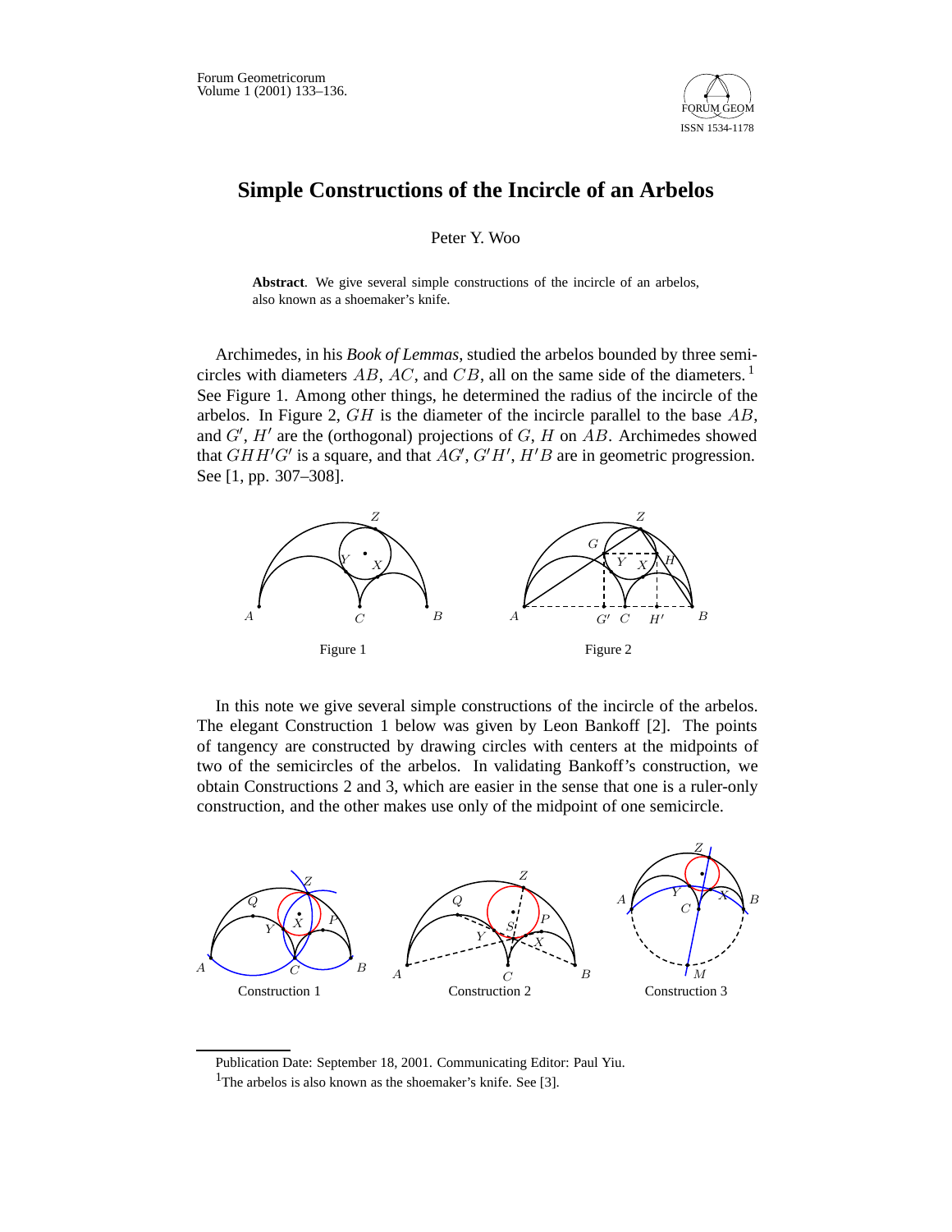# Simple Constructions of the Incircle of an Arbelos

Peter Y. Woo

**Abstract**. We give several simple constructions of the incircle of an arbelos, also known as a shoemaker's knife.

Archimedes, in his *Book of Lemmas*, studied the arbelos bounded by three semicircles with diameters $AB$, $AC$, and $CB$, all on the same side of the diameters.[1] See Figure 1. Among other things, he determined the radius of the incircle of the arbelos. In Figure 2, $GH$ is the diameter of the incircle parallel to the base $AB$, and $G'$, $H'$ are the (orthogonal) projections of $G$, $H$ on $AB$. Archimedes showed that $GHH'G'$ is a square, and that $AG'$, $G'H'$, $H'B$ are in geometric progression. See [1, pp. 307–308].

Figure 1

Figure 2

In this note we give several simple constructions of the incircle of the arbelos. The elegant Construction 1 below was given by Leon Bankoff [2]. The points of tangency are constructed by drawing circles with centers at the midpoints of two of the semicircles of the arbelos. In validating Bankoff's construction, we obtain Constructions 2 and 3, which are easier in the sense that one is a ruler-only construction, and the other makes use only of the midpoint of one semicircle.

Construction 1

Construction 2

Construction 3

Publication Date: September 18, 2001. Communicating Editor: Paul Yiu.

[1] The arbelos is also known as the shoemaker's knife. See [3].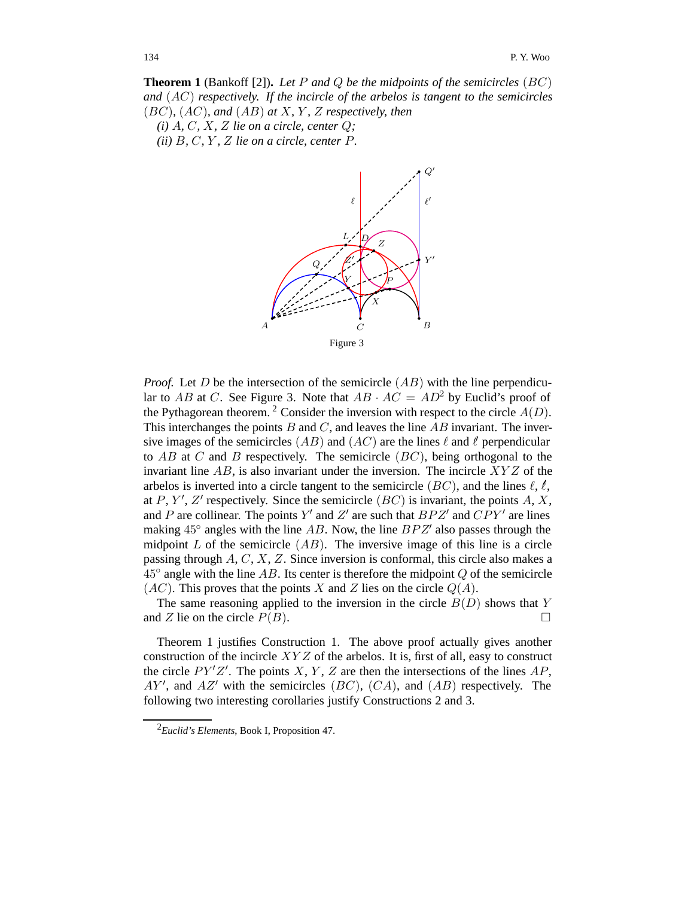**Theorem 1** (Bankoff [2])**.** *Let $P$ and $Q$ be the midpoints of the semicircles $(BC)$ and $(AC)$ respectively. If the incircle of the arbelos is tangent to the semicircles $(BC)$, $(AC)$, and $(AB)$ at $X$, $Y$, $Z$ respectively, then*

*(i) $A$, $C$, $X$, $Z$ lie on a circle, center $Q$;*

*(ii) $B$, $C$, $Y$, $Z$ lie on a circle, center $P$.*

Figure 3

*Proof.* Let $D$ be the intersection of the semicircle $(AB)$ with the line perpendicular to $AB$ at $C$. See Figure 3. Note that $AB \cdot AC = AD^2$ by Euclid's proof of the Pythagorean theorem. [2] Consider the inversion with respect to the circle $A(D)$. This interchanges the points $B$ and $C$, and leaves the line $AB$ invariant. The inversive images of the semicircles $(AB)$ and $(AC)$ are the lines $\ell$ and $\ell$ perpendicular to $AB$ at $C$ and $B$ respectively. The semicircle $(BC)$, being orthogonal to the invariant line $AB$, is also invariant under the inversion. The incircle $XYZ$ of the arbelos is inverted into a circle tangent to the semicircle $(BC)$, and the lines $\ell$, $\ell$, at $P$, $Y'$, $Z'$ respectively. Since the semicircle $(BC)$ is invariant, the points $A$, $X$, and $P$ are collinear. The points $Y'$ and $Z'$ are such that $BPZ'$ and $CPY'$ are lines making $45^\circ$ angles with the line $AB$. Now, the line $BPZ'$ also passes through the midpoint $L$ of the semicircle $(AB)$. The inversive image of this line is a circle passing through $A$, $C$, $X$, $Z$. Since inversion is conformal, this circle also makes a $45^\circ$ angle with the line $AB$. Its center is therefore the midpoint $Q$ of the semicircle $(AC)$. This proves that the points $X$ and $Z$ lies on the circle $Q(A)$.

The same reasoning applied to the inversion in the circle $B(D)$ shows that $Y$ and $Z$ lie on the circle $P(B)$. $\square$

Theorem 1 justifies Construction 1. The above proof actually gives another construction of the incircle $XYZ$ of the arbelos. It is, first of all, easy to construct the circle $PY'Z'$. The points $X$, $Y$, $Z$ are then the intersections of the lines $AP$, $AY'$, and $AZ'$ with the semicircles $(BC)$, $(CA)$, and $(AB)$ respectively. The following two interesting corollaries justify Constructions 2 and 3.

---

[2] *Euclid's Elements*, Book I, Proposition 47.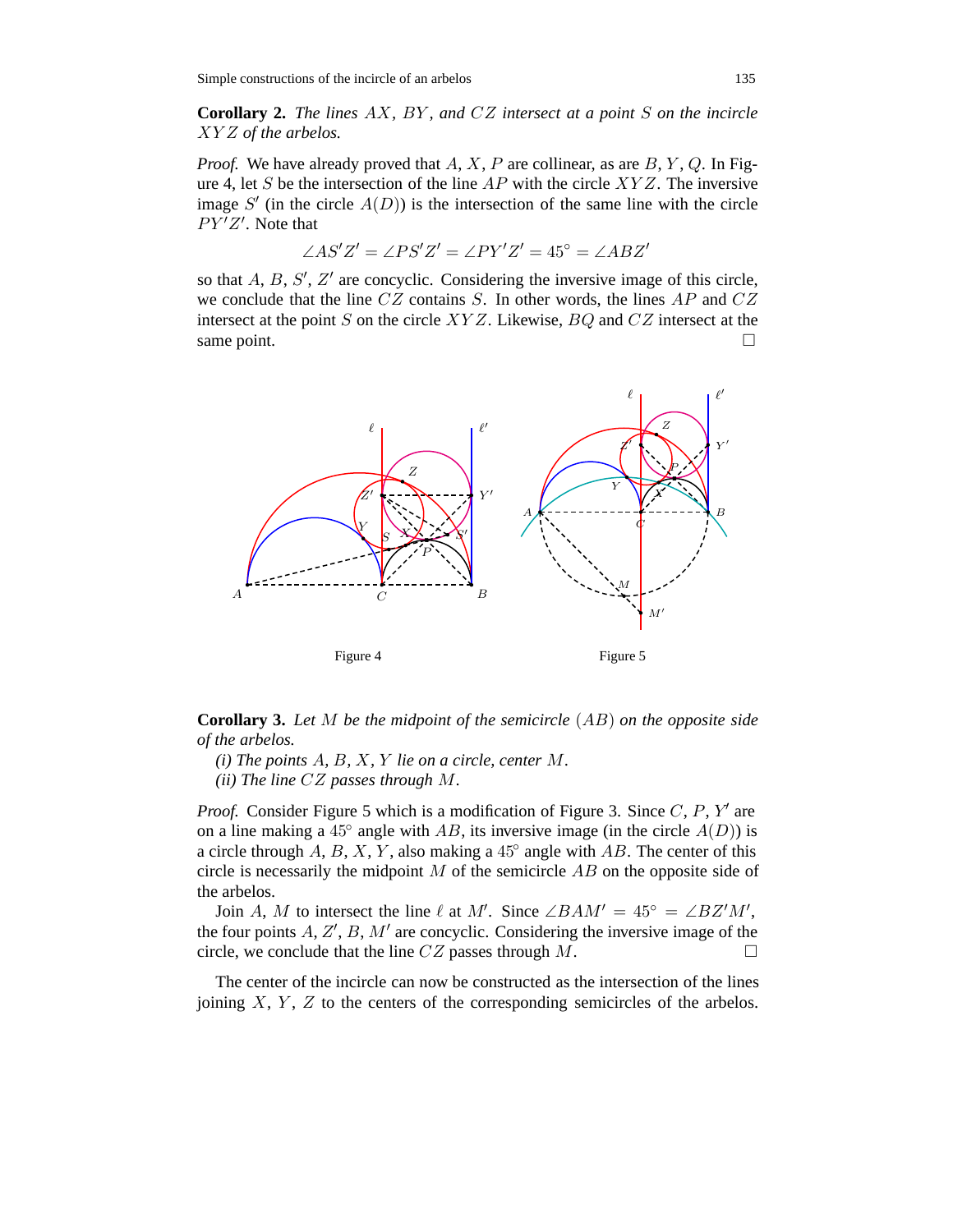**Corollary 2.** *The lines $AX$, $BY$, and $CZ$ intersect at a point $S$ on the incircle $XYZ$ of the arbelos.*

*Proof.* We have already proved that $A$, $X$, $P$ are collinear, as are $B$, $Y$, $Q$. In Figure 4, let $S$ be the intersection of the line $AP$ with the circle $XYZ$. The inversive image $S'$ (in the circle $A(D)$) is the intersection of the same line with the circle $PY'Z'$. Note that

$$\angle AS'Z' = \angle PS'Z' = \angle PY'Z' = 45^\circ = \angle ABZ'$$

so that $A$, $B$, $S'$, $Z'$ are concyclic. Considering the inversive image of this circle, we conclude that the line $CZ$ contains $S$. In other words, the lines $AP$ and $CZ$ intersect at the point $S$ on the circle $XYZ$. Likewise, $BQ$ and $CZ$ intersect at the same point. $\square$

Figure 4

Figure 5

**Corollary 3.** *Let $M$ be the midpoint of the semicircle $(AB)$ on the opposite side of the arbelos.*

*(i) The points $A$, $B$, $X$, $Y$ lie on a circle, center $M$.*

*(ii) The line $CZ$ passes through $M$.*

*Proof.* Consider Figure 5 which is a modification of Figure 3. Since $C$, $P$, $Y'$ are on a line making a $45^\circ$ angle with $AB$, its inversive image (in the circle $A(D)$) is a circle through $A$, $B$, $X$, $Y$, also making a $45^\circ$ angle with $AB$. The center of this circle is necessarily the midpoint $M$ of the semicircle $AB$ on the opposite side of the arbelos.

Join $A$, $M$ to intersect the line $\ell$ at $M'$. Since $\angle BAM' = 45^\circ = \angle BZ'M'$, the four points $A$, $Z'$, $B$, $M'$ are concyclic. Considering the inversive image of the circle, we conclude that the line $CZ$ passes through $M$. $\square$

The center of the incircle can now be constructed as the intersection of the lines joining $X$, $Y$, $Z$ to the centers of the corresponding semicircles of the arbelos.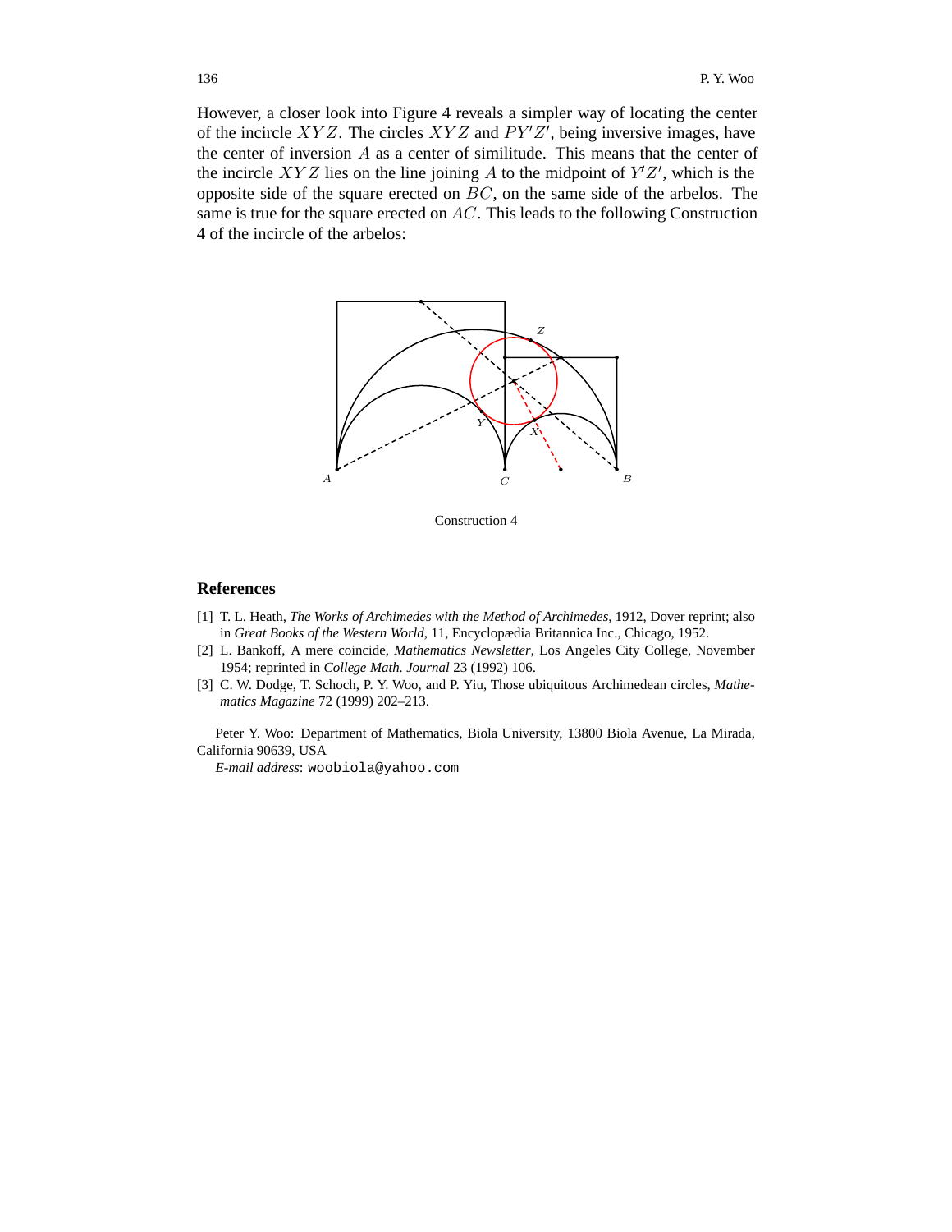However, a closer look into Figure 4 reveals a simpler way of locating the center of the incircle $XYZ$. The circles $XYZ$ and $PY'Z'$, being inversive images, have the center of inversion $A$ as a center of similitude. This means that the center of the incircle $XYZ$ lies on the line joining $A$ to the midpoint of $Y'Z'$, which is the opposite side of the square erected on $BC$, on the same side of the arbelos. The same is true for the square erected on $AC$. This leads to the following Construction 4 of the incircle of the arbelos:

Z

Y

X

A

C

B

Construction 4

## References

[1] T. L. Heath, *The Works of Archimedes with the Method of Archimedes*, 1912, Dover reprint; also in *Great Books of the Western World*, 11, Encyclopædia Britannica Inc., Chicago, 1952.

[2] L. Bankoff, A mere coincide, *Mathematics Newsletter*, Los Angeles City College, November 1954; reprinted in *College Math. Journal* 23 (1992) 106.

[3] C. W. Dodge, T. Schoch, P. Y. Woo, and P. Yiu, Those ubiquitous Archimedean circles, *Mathematics Magazine* 72 (1999) 202–213.

Peter Y. Woo: Department of Mathematics, Biola University, 13800 Biola Avenue, La Mirada, California 90639, USA

*E-mail address*: woobiola@yahoo.com